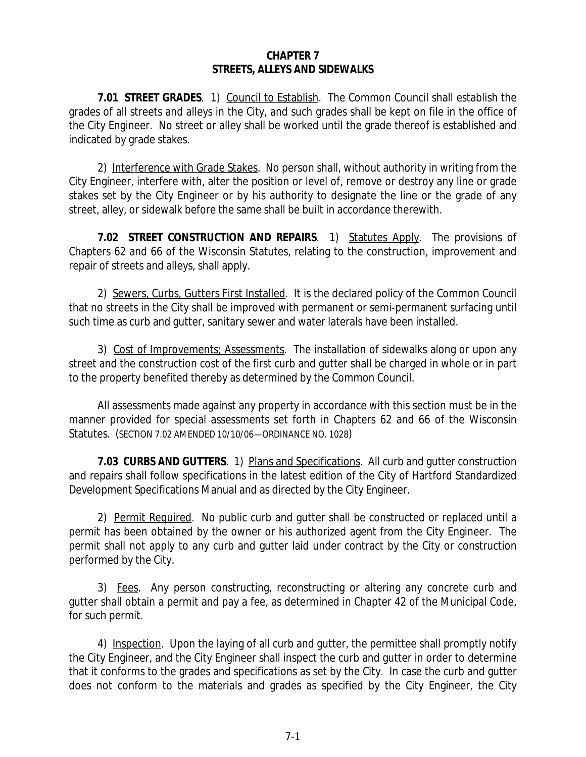# CHAPTER 7
# STREETS, ALLEYS AND SIDEWALKS

**7.01 STREET GRADES**. 1) Council to Establish. The Common Council shall establish the grades of all streets and alleys in the City, and such grades shall be kept on file in the office of the City Engineer. No street or alley shall be worked until the grade thereof is established and indicated by grade stakes.

2) Interference with Grade Stakes. No person shall, without authority in writing from the City Engineer, interfere with, alter the position or level of, remove or destroy any line or grade stakes set by the City Engineer or by his authority to designate the line or the grade of any street, alley, or sidewalk before the same shall be built in accordance therewith.

**7.02 STREET CONSTRUCTION AND REPAIRS**. 1) Statutes Apply. The provisions of Chapters 62 and 66 of the Wisconsin Statutes, relating to the construction, improvement and repair of streets and alleys, shall apply.

2) Sewers, Curbs, Gutters First Installed. It is the declared policy of the Common Council that no streets in the City shall be improved with permanent or semi-permanent surfacing until such time as curb and gutter, sanitary sewer and water laterals have been installed.

3) Cost of Improvements; Assessments. The installation of sidewalks along or upon any street and the construction cost of the first curb and gutter shall be charged in whole or in part to the property benefited thereby as determined by the Common Council.

All assessments made against any property in accordance with this section must be in the manner provided for special assessments set forth in Chapters 62 and 66 of the Wisconsin Statutes. (SECTION 7.02 AMENDED 10/10/06—ORDINANCE NO. 1028)

**7.03 CURBS AND GUTTERS**. 1) Plans and Specifications. All curb and gutter construction and repairs shall follow specifications in the latest edition of the City of Hartford Standardized Development Specifications Manual and as directed by the City Engineer.

2) Permit Required. No public curb and gutter shall be constructed or replaced until a permit has been obtained by the owner or his authorized agent from the City Engineer. The permit shall not apply to any curb and gutter laid under contract by the City or construction performed by the City.

3) Fees. Any person constructing, reconstructing or altering any concrete curb and gutter shall obtain a permit and pay a fee, as determined in Chapter 42 of the Municipal Code, for such permit.

4) Inspection. Upon the laying of all curb and gutter, the permittee shall promptly notify the City Engineer, and the City Engineer shall inspect the curb and gutter in order to determine that it conforms to the grades and specifications as set by the City. In case the curb and gutter does not conform to the materials and grades as specified by the City Engineer, the City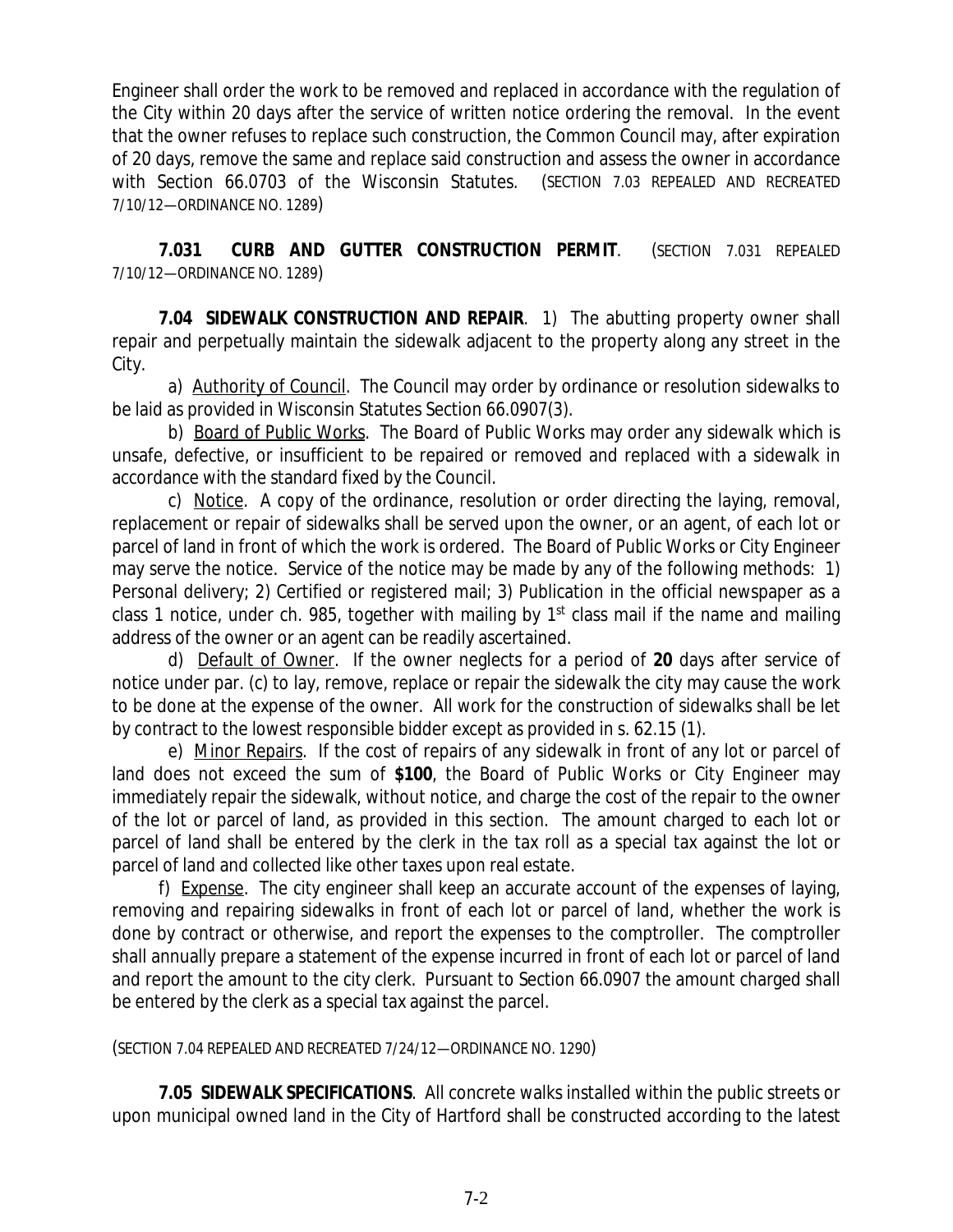Engineer shall order the work to be removed and replaced in accordance with the regulation of the City within 20 days after the service of written notice ordering the removal. In the event that the owner refuses to replace such construction, the Common Council may, after expiration of 20 days, remove the same and replace said construction and assess the owner in accordance with Section 66.0703 of the Wisconsin Statutes. (SECTION 7.03 REPEALED AND RECREATED 7/10/12—ORDINANCE NO. 1289)

**7.031 CURB AND GUTTER CONSTRUCTION PERMIT**. (SECTION 7.031 REPEALED 7/10/12—ORDINANCE NO. 1289)

**7.04 SIDEWALK CONSTRUCTION AND REPAIR**. 1) The abutting property owner shall repair and perpetually maintain the sidewalk adjacent to the property along any street in the City.

a) Authority of Council. The Council may order by ordinance or resolution sidewalks to be laid as provided in Wisconsin Statutes Section 66.0907(3).

b) Board of Public Works. The Board of Public Works may order any sidewalk which is unsafe, defective, or insufficient to be repaired or removed and replaced with a sidewalk in accordance with the standard fixed by the Council.

c) Notice. A copy of the ordinance, resolution or order directing the laying, removal, replacement or repair of sidewalks shall be served upon the owner, or an agent, of each lot or parcel of land in front of which the work is ordered. The Board of Public Works or City Engineer may serve the notice. Service of the notice may be made by any of the following methods: 1) Personal delivery; 2) Certified or registered mail; 3) Publication in the official newspaper as a class 1 notice, under ch. 985, together with mailing by 1st class mail if the name and mailing address of the owner or an agent can be readily ascertained.

d) Default of Owner. If the owner neglects for a period of **20** days after service of notice under par. (c) to lay, remove, replace or repair the sidewalk the city may cause the work to be done at the expense of the owner. All work for the construction of sidewalks shall be let by contract to the lowest responsible bidder except as provided in s. 62.15 (1).

e) Minor Repairs. If the cost of repairs of any sidewalk in front of any lot or parcel of land does not exceed the sum of **$100**, the Board of Public Works or City Engineer may immediately repair the sidewalk, without notice, and charge the cost of the repair to the owner of the lot or parcel of land, as provided in this section. The amount charged to each lot or parcel of land shall be entered by the clerk in the tax roll as a special tax against the lot or parcel of land and collected like other taxes upon real estate.

f) Expense. The city engineer shall keep an accurate account of the expenses of laying, removing and repairing sidewalks in front of each lot or parcel of land, whether the work is done by contract or otherwise, and report the expenses to the comptroller. The comptroller shall annually prepare a statement of the expense incurred in front of each lot or parcel of land and report the amount to the city clerk. Pursuant to Section 66.0907 the amount charged shall be entered by the clerk as a special tax against the parcel.

(SECTION 7.04 REPEALED AND RECREATED 7/24/12—ORDINANCE NO. 1290)

**7.05 SIDEWALK SPECIFICATIONS**. All concrete walks installed within the public streets or upon municipal owned land in the City of Hartford shall be constructed according to the latest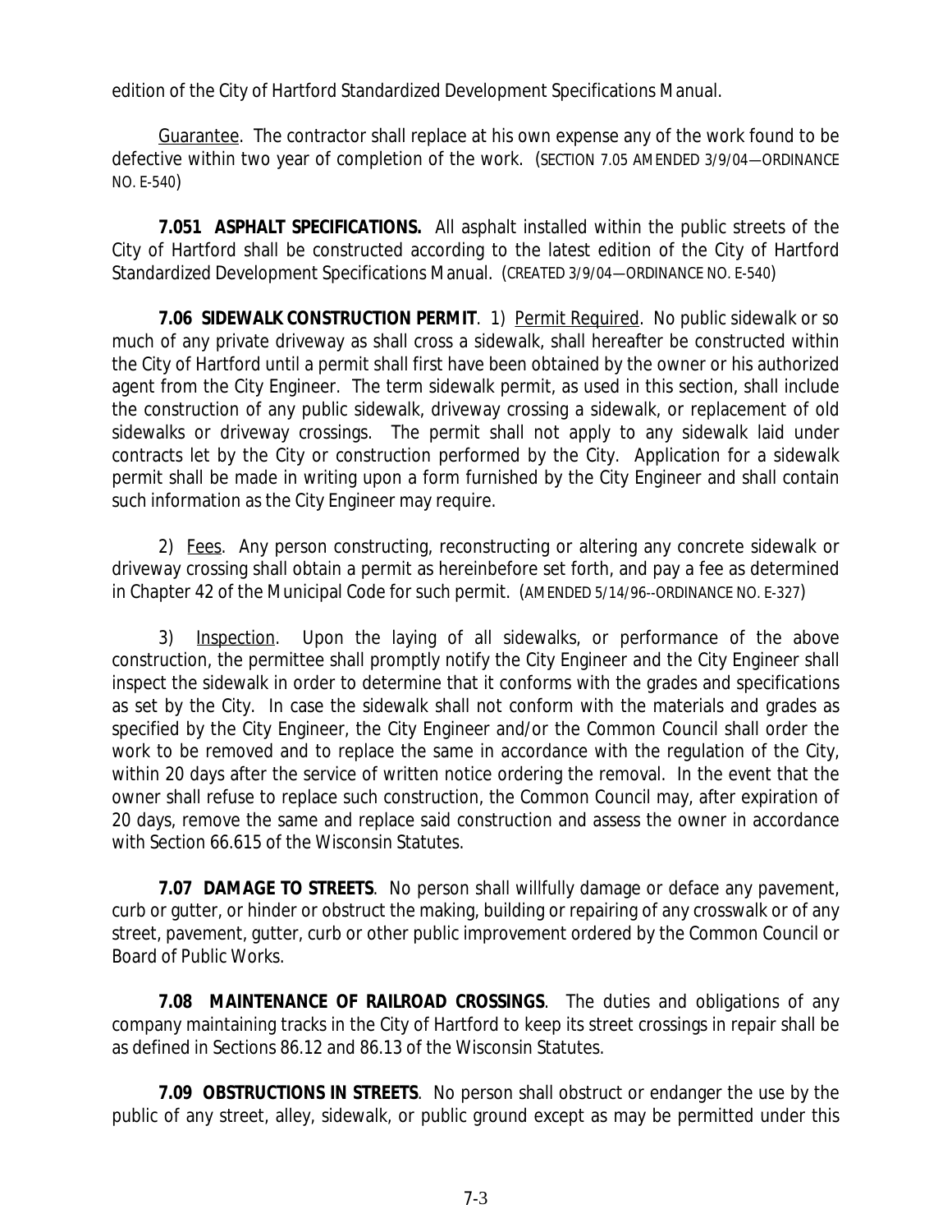edition of the City of Hartford Standardized Development Specifications Manual.

Guarantee. The contractor shall replace at his own expense any of the work found to be defective within two year of completion of the work. (SECTION 7.05 AMENDED 3/9/04—ORDINANCE NO. E-540)

**7.051 ASPHALT SPECIFICATIONS.** All asphalt installed within the public streets of the City of Hartford shall be constructed according to the latest edition of the City of Hartford Standardized Development Specifications Manual. (CREATED 3/9/04—ORDINANCE NO. E-540)

**7.06 SIDEWALK CONSTRUCTION PERMIT**. 1) Permit Required. No public sidewalk or so much of any private driveway as shall cross a sidewalk, shall hereafter be constructed within the City of Hartford until a permit shall first have been obtained by the owner or his authorized agent from the City Engineer. The term sidewalk permit, as used in this section, shall include the construction of any public sidewalk, driveway crossing a sidewalk, or replacement of old sidewalks or driveway crossings. The permit shall not apply to any sidewalk laid under contracts let by the City or construction performed by the City. Application for a sidewalk permit shall be made in writing upon a form furnished by the City Engineer and shall contain such information as the City Engineer may require.

2) Fees. Any person constructing, reconstructing or altering any concrete sidewalk or driveway crossing shall obtain a permit as hereinbefore set forth, and pay a fee as determined in Chapter 42 of the Municipal Code for such permit. (AMENDED 5/14/96--ORDINANCE NO. E-327)

3) Inspection. Upon the laying of all sidewalks, or performance of the above construction, the permittee shall promptly notify the City Engineer and the City Engineer shall inspect the sidewalk in order to determine that it conforms with the grades and specifications as set by the City. In case the sidewalk shall not conform with the materials and grades as specified by the City Engineer, the City Engineer and/or the Common Council shall order the work to be removed and to replace the same in accordance with the regulation of the City, within 20 days after the service of written notice ordering the removal. In the event that the owner shall refuse to replace such construction, the Common Council may, after expiration of 20 days, remove the same and replace said construction and assess the owner in accordance with Section 66.615 of the Wisconsin Statutes.

**7.07 DAMAGE TO STREETS**. No person shall willfully damage or deface any pavement, curb or gutter, or hinder or obstruct the making, building or repairing of any crosswalk or of any street, pavement, gutter, curb or other public improvement ordered by the Common Council or Board of Public Works.

**7.08 MAINTENANCE OF RAILROAD CROSSINGS**. The duties and obligations of any company maintaining tracks in the City of Hartford to keep its street crossings in repair shall be as defined in Sections 86.12 and 86.13 of the Wisconsin Statutes.

**7.09 OBSTRUCTIONS IN STREETS**. No person shall obstruct or endanger the use by the public of any street, alley, sidewalk, or public ground except as may be permitted under this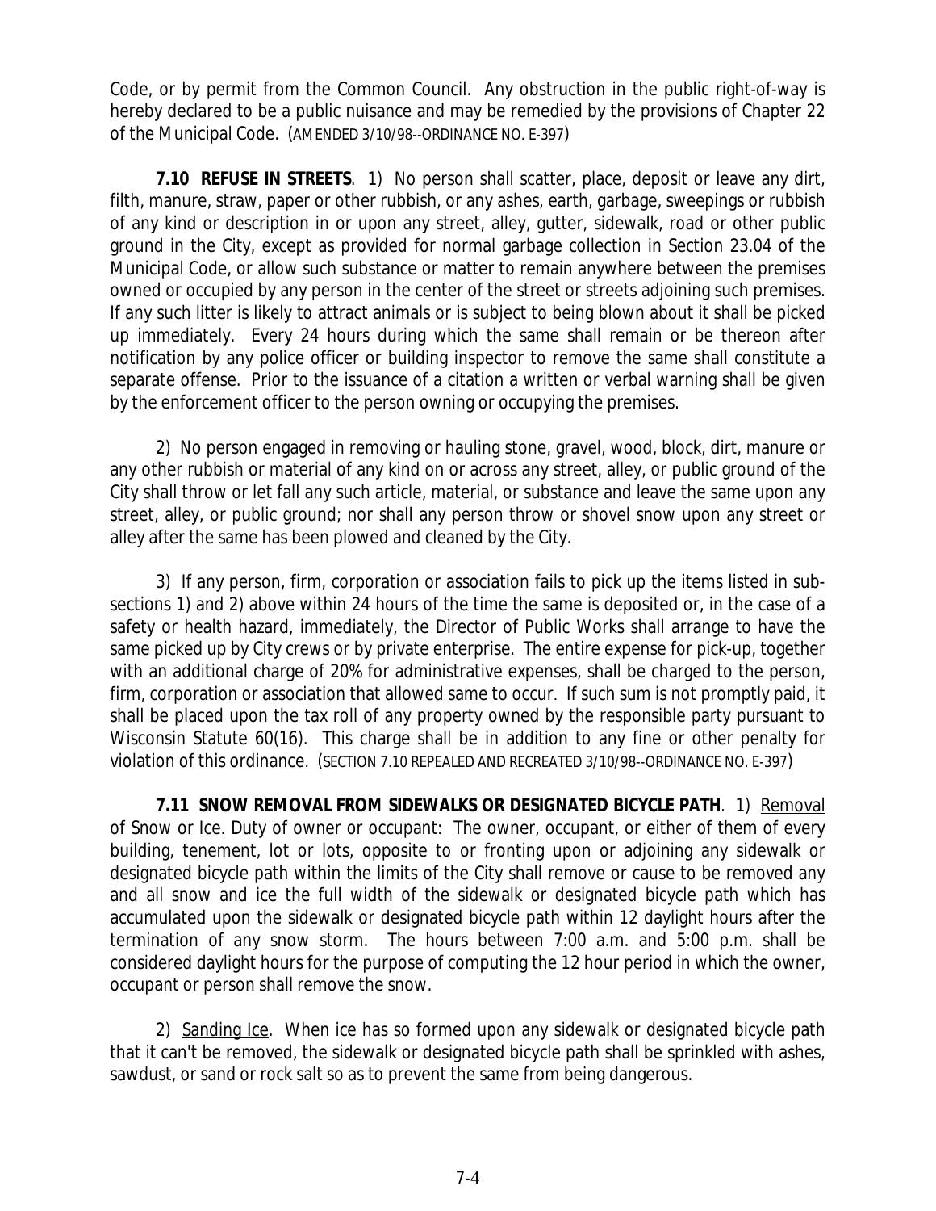Code, or by permit from the Common Council. Any obstruction in the public right-of-way is hereby declared to be a public nuisance and may be remedied by the provisions of Chapter 22 of the Municipal Code. (AMENDED 3/10/98--ORDINANCE NO. E-397)

***7.10 REFUSE IN STREETS***. 1) No person shall scatter, place, deposit or leave any dirt, filth, manure, straw, paper or other rubbish, or any ashes, earth, garbage, sweepings or rubbish of any kind or description in or upon any street, alley, gutter, sidewalk, road or other public ground in the City, except as provided for normal garbage collection in Section 23.04 of the Municipal Code, or allow such substance or matter to remain anywhere between the premises owned or occupied by any person in the center of the street or streets adjoining such premises. If any such litter is likely to attract animals or is subject to being blown about it shall be picked up immediately. Every 24 hours during which the same shall remain or be thereon after notification by any police officer or building inspector to remove the same shall constitute a separate offense. Prior to the issuance of a citation a written or verbal warning shall be given by the enforcement officer to the person owning or occupying the premises.

2) No person engaged in removing or hauling stone, gravel, wood, block, dirt, manure or any other rubbish or material of any kind on or across any street, alley, or public ground of the City shall throw or let fall any such article, material, or substance and leave the same upon any street, alley, or public ground; nor shall any person throw or shovel snow upon any street or alley after the same has been plowed and cleaned by the City.

3) If any person, firm, corporation or association fails to pick up the items listed in sub-sections 1) and 2) above within 24 hours of the time the same is deposited or, in the case of a safety or health hazard, immediately, the Director of Public Works shall arrange to have the same picked up by City crews or by private enterprise. The entire expense for pick-up, together with an additional charge of 20% for administrative expenses, shall be charged to the person, firm, corporation or association that allowed same to occur. If such sum is not promptly paid, it shall be placed upon the tax roll of any property owned by the responsible party pursuant to Wisconsin Statute 60(16). This charge shall be in addition to any fine or other penalty for violation of this ordinance. (SECTION 7.10 REPEALED AND RECREATED 3/10/98--ORDINANCE NO. E-397)

***7.11 SNOW REMOVAL FROM SIDEWALKS OR DESIGNATED BICYCLE PATH***. 1) Removal of Snow or Ice. Duty of owner or occupant: The owner, occupant, or either of them of every building, tenement, lot or lots, opposite to or fronting upon or adjoining any sidewalk or designated bicycle path within the limits of the City shall remove or cause to be removed any and all snow and ice the full width of the sidewalk or designated bicycle path which has accumulated upon the sidewalk or designated bicycle path within 12 daylight hours after the termination of any snow storm. The hours between 7:00 a.m. and 5:00 p.m. shall be considered daylight hours for the purpose of computing the 12 hour period in which the owner, occupant or person shall remove the snow.

2) Sanding Ice. When ice has so formed upon any sidewalk or designated bicycle path that it can't be removed, the sidewalk or designated bicycle path shall be sprinkled with ashes, sawdust, or sand or rock salt so as to prevent the same from being dangerous.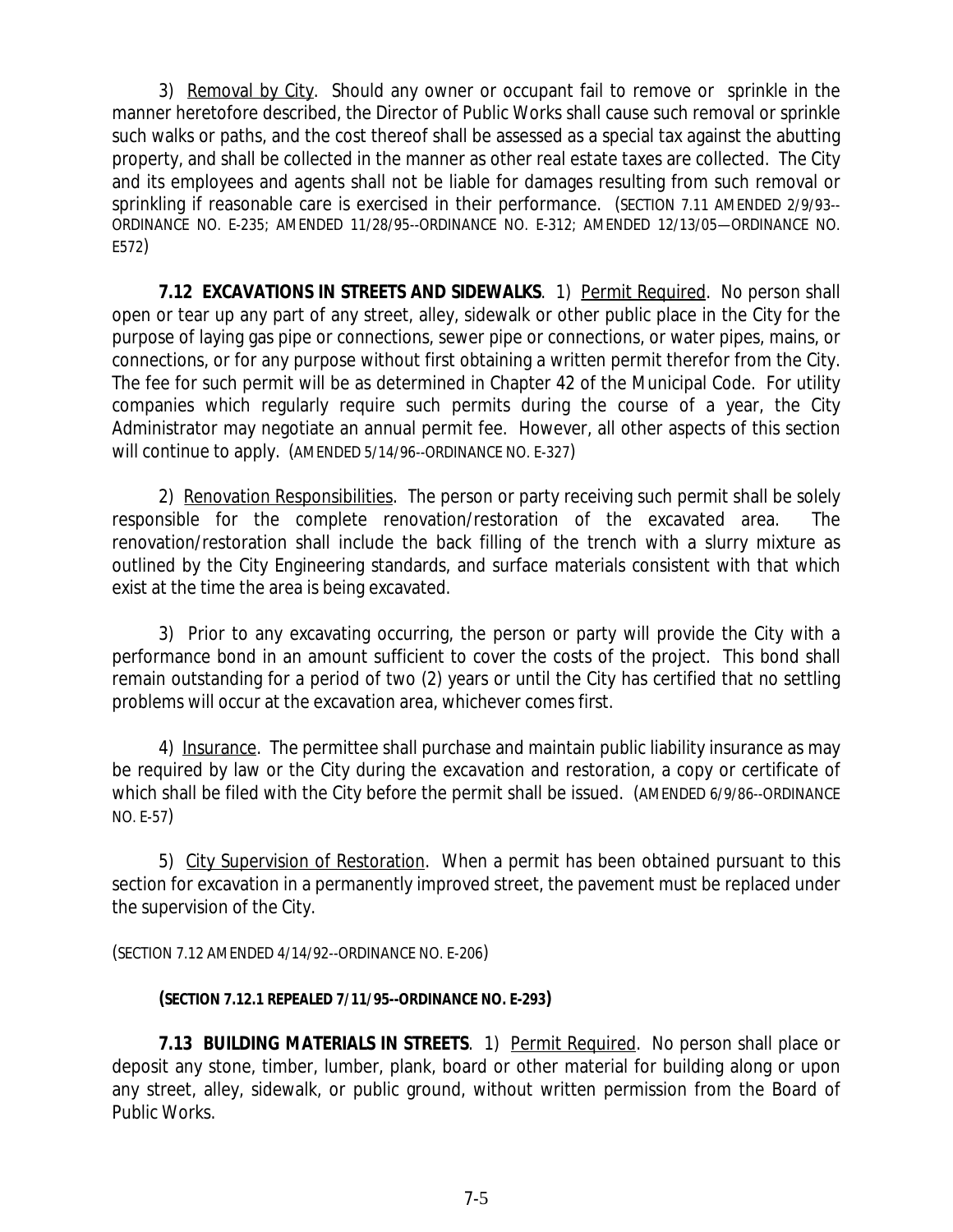3) Removal by City. Should any owner or occupant fail to remove or sprinkle in the manner heretofore described, the Director of Public Works shall cause such removal or sprinkle such walks or paths, and the cost thereof shall be assessed as a special tax against the abutting property, and shall be collected in the manner as other real estate taxes are collected. The City and its employees and agents shall not be liable for damages resulting from such removal or sprinkling if reasonable care is exercised in their performance. (SECTION 7.11 AMENDED 2/9/93--ORDINANCE NO. E-235; AMENDED 11/28/95--ORDINANCE NO. E-312; AMENDED 12/13/05—ORDINANCE NO. E572)

**7.12 EXCAVATIONS IN STREETS AND SIDEWALKS**. 1) Permit Required. No person shall open or tear up any part of any street, alley, sidewalk or other public place in the City for the purpose of laying gas pipe or connections, sewer pipe or connections, or water pipes, mains, or connections, or for any purpose without first obtaining a written permit therefor from the City. The fee for such permit will be as determined in Chapter 42 of the Municipal Code. For utility companies which regularly require such permits during the course of a year, the City Administrator may negotiate an annual permit fee. However, all other aspects of this section will continue to apply. (AMENDED 5/14/96--ORDINANCE NO. E-327)

2) Renovation Responsibilities. The person or party receiving such permit shall be solely responsible for the complete renovation/restoration of the excavated area. The renovation/restoration shall include the back filling of the trench with a slurry mixture as outlined by the City Engineering standards, and surface materials consistent with that which exist at the time the area is being excavated.

3) Prior to any excavating occurring, the person or party will provide the City with a performance bond in an amount sufficient to cover the costs of the project. This bond shall remain outstanding for a period of two (2) years or until the City has certified that no settling problems will occur at the excavation area, whichever comes first.

4) Insurance. The permittee shall purchase and maintain public liability insurance as may be required by law or the City during the excavation and restoration, a copy or certificate of which shall be filed with the City before the permit shall be issued. (AMENDED 6/9/86--ORDINANCE NO. E-57)

5) City Supervision of Restoration. When a permit has been obtained pursuant to this section for excavation in a permanently improved street, the pavement must be replaced under the supervision of the City.

(SECTION 7.12 AMENDED 4/14/92--ORDINANCE NO. E-206)

**(SECTION 7.12.1 REPEALED 7/11/95--ORDINANCE NO. E-293)**

**7.13 BUILDING MATERIALS IN STREETS**. 1) Permit Required. No person shall place or deposit any stone, timber, lumber, plank, board or other material for building along or upon any street, alley, sidewalk, or public ground, without written permission from the Board of Public Works.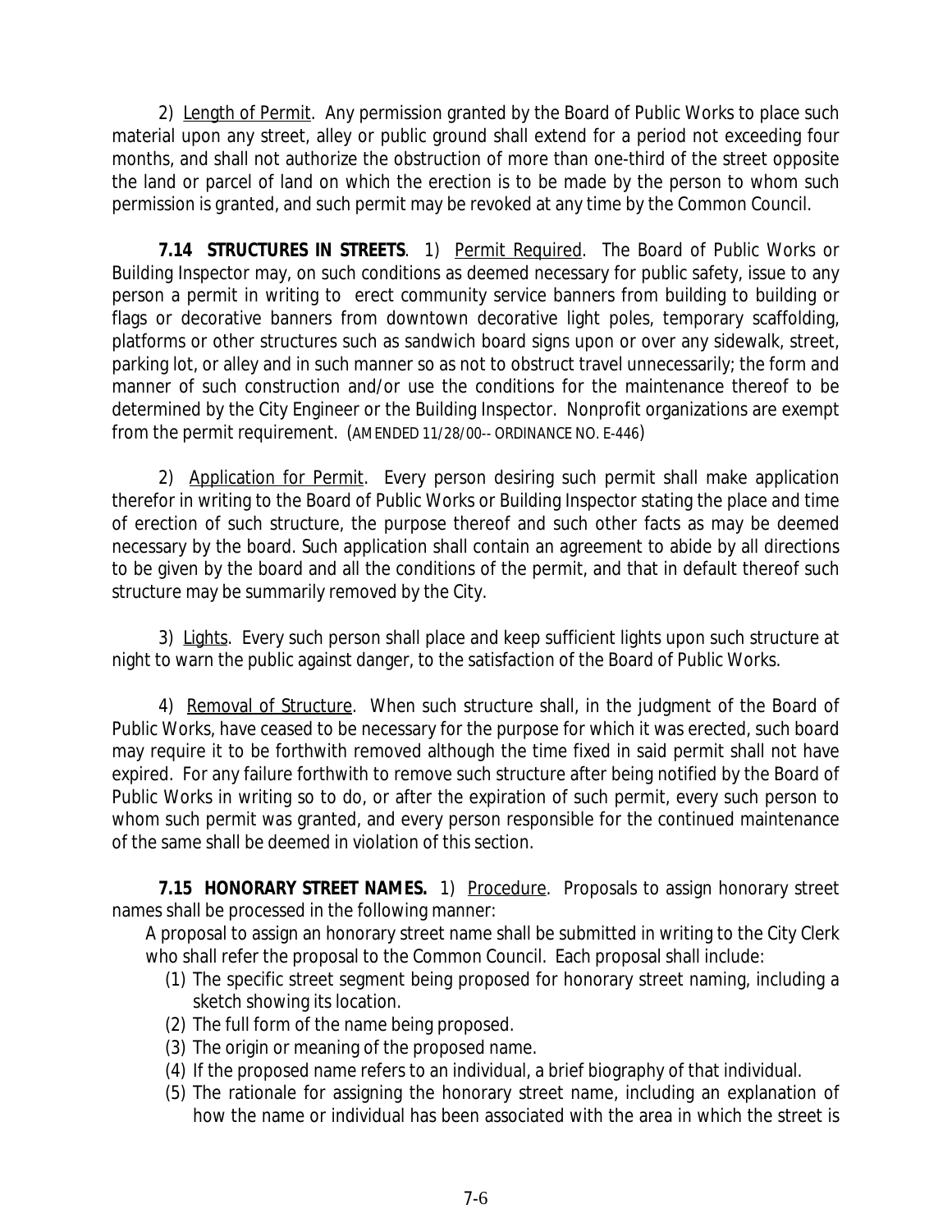2) Length of Permit. Any permission granted by the Board of Public Works to place such material upon any street, alley or public ground shall extend for a period not exceeding four months, and shall not authorize the obstruction of more than one-third of the street opposite the land or parcel of land on which the erection is to be made by the person to whom such permission is granted, and such permit may be revoked at any time by the Common Council.

**7.14 STRUCTURES IN STREETS**. 1) Permit Required. The Board of Public Works or Building Inspector may, on such conditions as deemed necessary for public safety, issue to any person a permit in writing to erect community service banners from building to building or flags or decorative banners from downtown decorative light poles, temporary scaffolding, platforms or other structures such as sandwich board signs upon or over any sidewalk, street, parking lot, or alley and in such manner so as not to obstruct travel unnecessarily; the form and manner of such construction and/or use the conditions for the maintenance thereof to be determined by the City Engineer or the Building Inspector. Nonprofit organizations are exempt from the permit requirement. (AMENDED 11/28/00-- ORDINANCE NO. E-446)

2) Application for Permit. Every person desiring such permit shall make application therefor in writing to the Board of Public Works or Building Inspector stating the place and time of erection of such structure, the purpose thereof and such other facts as may be deemed necessary by the board. Such application shall contain an agreement to abide by all directions to be given by the board and all the conditions of the permit, and that in default thereof such structure may be summarily removed by the City.

3) Lights. Every such person shall place and keep sufficient lights upon such structure at night to warn the public against danger, to the satisfaction of the Board of Public Works.

4) Removal of Structure. When such structure shall, in the judgment of the Board of Public Works, have ceased to be necessary for the purpose for which it was erected, such board may require it to be forthwith removed although the time fixed in said permit shall not have expired. For any failure forthwith to remove such structure after being notified by the Board of Public Works in writing so to do, or after the expiration of such permit, every such person to whom such permit was granted, and every person responsible for the continued maintenance of the same shall be deemed in violation of this section.

**7.15 HONORARY STREET NAMES.** 1) Procedure. Proposals to assign honorary street names shall be processed in the following manner:

A proposal to assign an honorary street name shall be submitted in writing to the City Clerk who shall refer the proposal to the Common Council. Each proposal shall include:

(1) The specific street segment being proposed for honorary street naming, including a sketch showing its location.
(2) The full form of the name being proposed.
(3) The origin or meaning of the proposed name.
(4) If the proposed name refers to an individual, a brief biography of that individual.
(5) The rationale for assigning the honorary street name, including an explanation of how the name or individual has been associated with the area in which the street is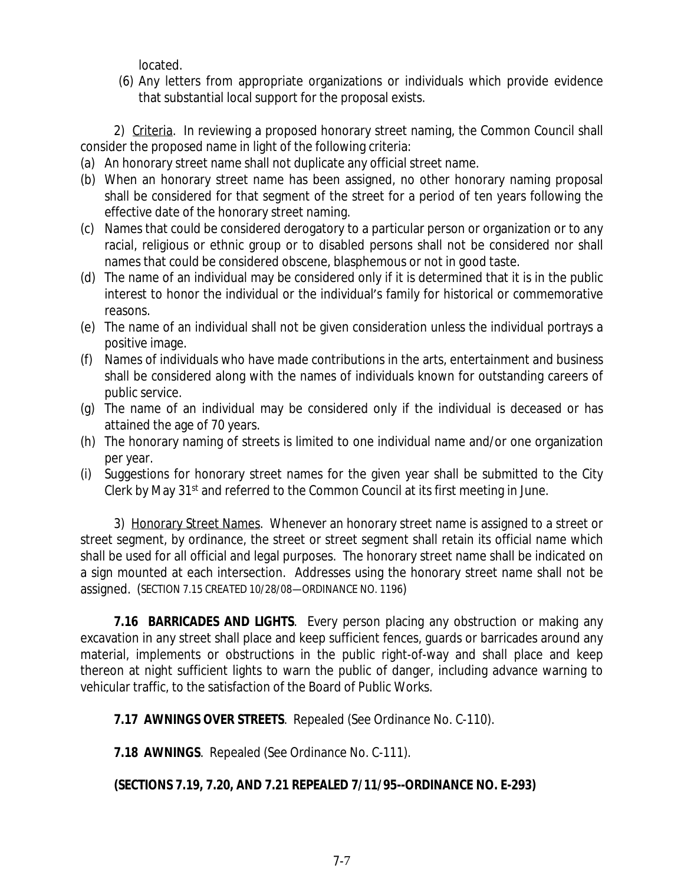located.

(6) Any letters from appropriate organizations or individuals which provide evidence that substantial local support for the proposal exists.

2) Criteria. In reviewing a proposed honorary street naming, the Common Council shall consider the proposed name in light of the following criteria:

(a) An honorary street name shall not duplicate any official street name.
(b) When an honorary street name has been assigned, no other honorary naming proposal shall be considered for that segment of the street for a period of ten years following the effective date of the honorary street naming.
(c) Names that could be considered derogatory to a particular person or organization or to any racial, religious or ethnic group or to disabled persons shall not be considered nor shall names that could be considered obscene, blasphemous or not in good taste.
(d) The name of an individual may be considered only if it is determined that it is in the public interest to honor the individual or the individual's family for historical or commemorative reasons.
(e) The name of an individual shall not be given consideration unless the individual portrays a positive image.
(f) Names of individuals who have made contributions in the arts, entertainment and business shall be considered along with the names of individuals known for outstanding careers of public service.
(g) The name of an individual may be considered only if the individual is deceased or has attained the age of 70 years.
(h) The honorary naming of streets is limited to one individual name and/or one organization per year.
(i) Suggestions for honorary street names for the given year shall be submitted to the City Clerk by May 31st and referred to the Common Council at its first meeting in June.

3) Honorary Street Names. Whenever an honorary street name is assigned to a street or street segment, by ordinance, the street or street segment shall retain its official name which shall be used for all official and legal purposes. The honorary street name shall be indicated on a sign mounted at each intersection. Addresses using the honorary street name shall not be assigned. (SECTION 7.15 CREATED 10/28/08—ORDINANCE NO. 1196)

**7.16 BARRICADES AND LIGHTS**. Every person placing any obstruction or making any excavation in any street shall place and keep sufficient fences, guards or barricades around any material, implements or obstructions in the public right-of-way and shall place and keep thereon at night sufficient lights to warn the public of danger, including advance warning to vehicular traffic, to the satisfaction of the Board of Public Works.

**7.17 AWNINGS OVER STREETS**. Repealed (See Ordinance No. C-110).

**7.18 AWNINGS**. Repealed (See Ordinance No. C-111).

**(SECTIONS 7.19, 7.20, AND 7.21 REPEALED 7/11/95--ORDINANCE NO. E-293)**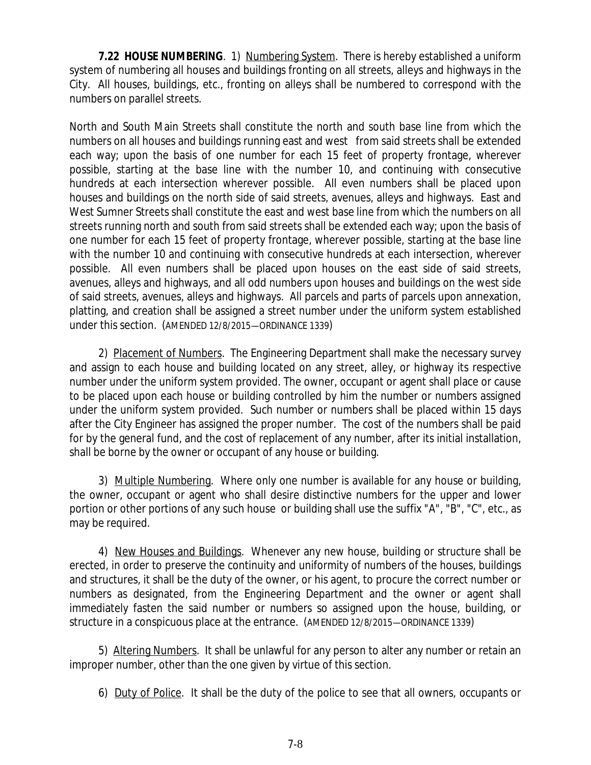**7.22 HOUSE NUMBERING**. 1) Numbering System. There is hereby established a uniform system of numbering all houses and buildings fronting on all streets, alleys and highways in the City. All houses, buildings, etc., fronting on alleys shall be numbered to correspond with the numbers on parallel streets.

North and South Main Streets shall constitute the north and south base line from which the numbers on all houses and buildings running east and west from said streets shall be extended each way; upon the basis of one number for each 15 feet of property frontage, wherever possible, starting at the base line with the number 10, and continuing with consecutive hundreds at each intersection wherever possible. All even numbers shall be placed upon houses and buildings on the north side of said streets, avenues, alleys and highways. East and West Sumner Streets shall constitute the east and west base line from which the numbers on all streets running north and south from said streets shall be extended each way; upon the basis of one number for each 15 feet of property frontage, wherever possible, starting at the base line with the number 10 and continuing with consecutive hundreds at each intersection, wherever possible. All even numbers shall be placed upon houses on the east side of said streets, avenues, alleys and highways, and all odd numbers upon houses and buildings on the west side of said streets, avenues, alleys and highways. All parcels and parts of parcels upon annexation, platting, and creation shall be assigned a street number under the uniform system established under this section. (AMENDED 12/8/2015—ORDINANCE 1339)

2) Placement of Numbers. The Engineering Department shall make the necessary survey and assign to each house and building located on any street, alley, or highway its respective number under the uniform system provided. The owner, occupant or agent shall place or cause to be placed upon each house or building controlled by him the number or numbers assigned under the uniform system provided. Such number or numbers shall be placed within 15 days after the City Engineer has assigned the proper number. The cost of the numbers shall be paid for by the general fund, and the cost of replacement of any number, after its initial installation, shall be borne by the owner or occupant of any house or building.

3) Multiple Numbering. Where only one number is available for any house or building, the owner, occupant or agent who shall desire distinctive numbers for the upper and lower portion or other portions of any such house or building shall use the suffix "A", "B", "C", etc., as may be required.

4) New Houses and Buildings. Whenever any new house, building or structure shall be erected, in order to preserve the continuity and uniformity of numbers of the houses, buildings and structures, it shall be the duty of the owner, or his agent, to procure the correct number or numbers as designated, from the Engineering Department and the owner or agent shall immediately fasten the said number or numbers so assigned upon the house, building, or structure in a conspicuous place at the entrance. (AMENDED 12/8/2015—ORDINANCE 1339)

5) Altering Numbers. It shall be unlawful for any person to alter any number or retain an improper number, other than the one given by virtue of this section.

6) Duty of Police. It shall be the duty of the police to see that all owners, occupants or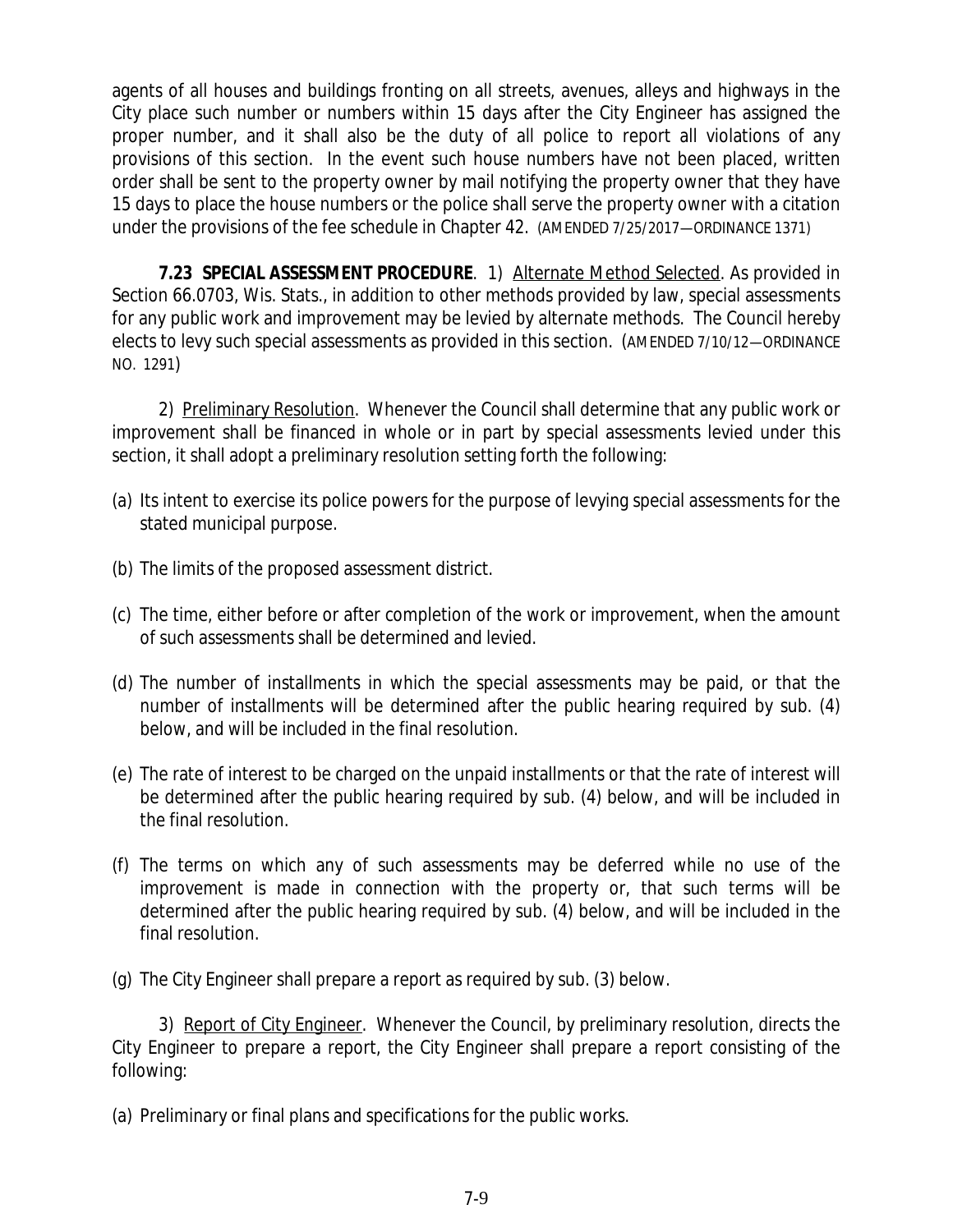agents of all houses and buildings fronting on all streets, avenues, alleys and highways in the City place such number or numbers within 15 days after the City Engineer has assigned the proper number, and it shall also be the duty of all police to report all violations of any provisions of this section. In the event such house numbers have not been placed, written order shall be sent to the property owner by mail notifying the property owner that they have 15 days to place the house numbers or the police shall serve the property owner with a citation under the provisions of the fee schedule in Chapter 42. (AMENDED 7/25/2017—ORDINANCE 1371)

**7.23 SPECIAL ASSESSMENT PROCEDURE**. 1) Alternate Method Selected. As provided in Section 66.0703, Wis. Stats., in addition to other methods provided by law, special assessments for any public work and improvement may be levied by alternate methods. The Council hereby elects to levy such special assessments as provided in this section. (AMENDED 7/10/12—ORDINANCE NO. 1291)

2) Preliminary Resolution. Whenever the Council shall determine that any public work or improvement shall be financed in whole or in part by special assessments levied under this section, it shall adopt a preliminary resolution setting forth the following:

(a) Its intent to exercise its police powers for the purpose of levying special assessments for the stated municipal purpose.

(b) The limits of the proposed assessment district.

(c) The time, either before or after completion of the work or improvement, when the amount of such assessments shall be determined and levied.

(d) The number of installments in which the special assessments may be paid, or that the number of installments will be determined after the public hearing required by sub. (4) below, and will be included in the final resolution.

(e) The rate of interest to be charged on the unpaid installments or that the rate of interest will be determined after the public hearing required by sub. (4) below, and will be included in the final resolution.

(f) The terms on which any of such assessments may be deferred while no use of the improvement is made in connection with the property or, that such terms will be determined after the public hearing required by sub. (4) below, and will be included in the final resolution.

(g) The City Engineer shall prepare a report as required by sub. (3) below.

3) Report of City Engineer. Whenever the Council, by preliminary resolution, directs the City Engineer to prepare a report, the City Engineer shall prepare a report consisting of the following:

(a) Preliminary or final plans and specifications for the public works.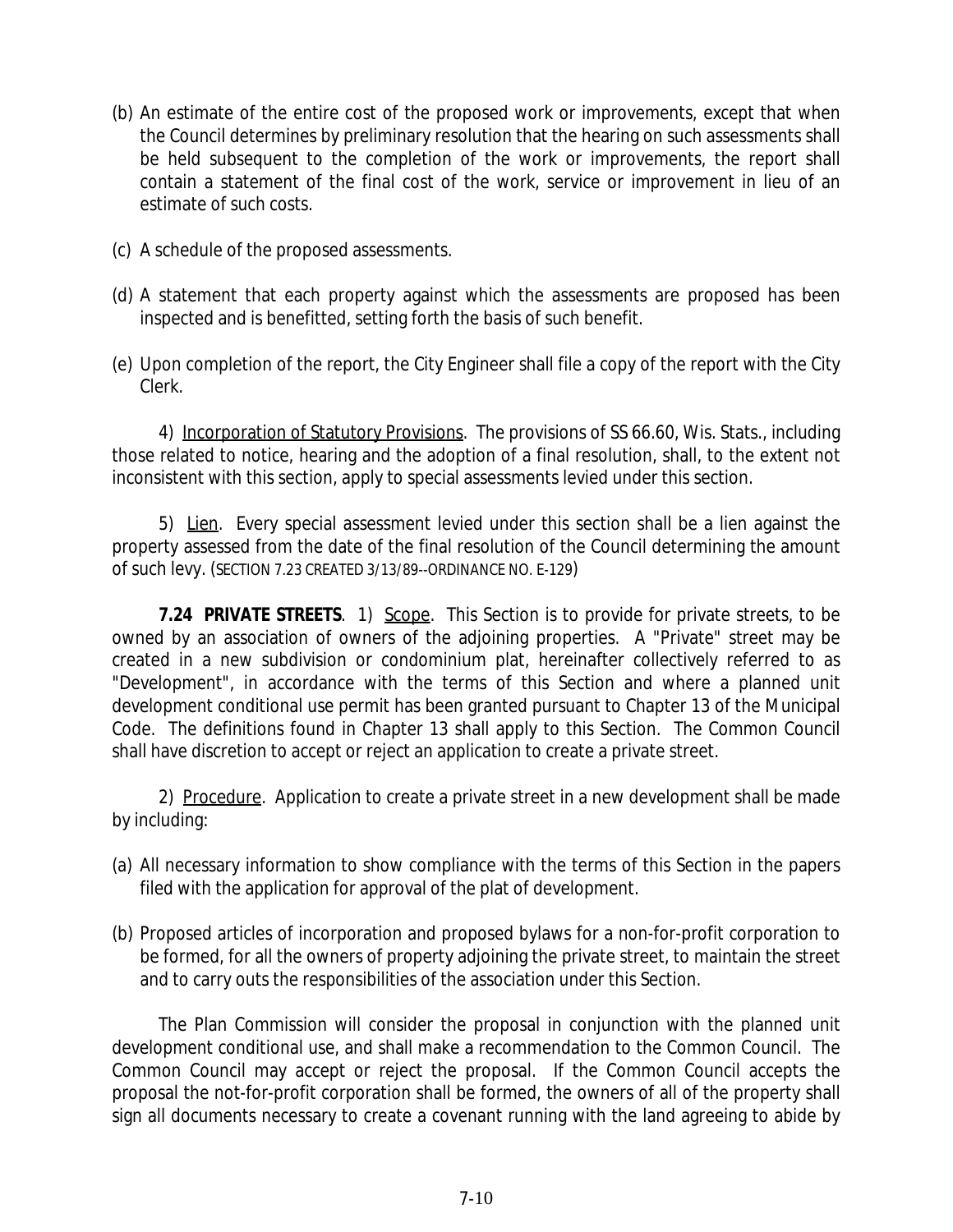(b) An estimate of the entire cost of the proposed work or improvements, except that when the Council determines by preliminary resolution that the hearing on such assessments shall be held subsequent to the completion of the work or improvements, the report shall contain a statement of the final cost of the work, service or improvement in lieu of an estimate of such costs.

(c) A schedule of the proposed assessments.

(d) A statement that each property against which the assessments are proposed has been inspected and is benefitted, setting forth the basis of such benefit.

(e) Upon completion of the report, the City Engineer shall file a copy of the report with the City Clerk.

4) <u>Incorporation of Statutory Provisions</u>. The provisions of SS 66.60, Wis. Stats., including those related to notice, hearing and the adoption of a final resolution, shall, to the extent not inconsistent with this section, apply to special assessments levied under this section.

5) <u>Lien</u>. Every special assessment levied under this section shall be a lien against the property assessed from the date of the final resolution of the Council determining the amount of such levy. (SECTION 7.23 CREATED 3/13/89--ORDINANCE NO. E-129)

***7.24 PRIVATE STREETS***. 1) <u>Scope</u>. This Section is to provide for private streets, to be owned by an association of owners of the adjoining properties. A "Private" street may be created in a new subdivision or condominium plat, hereinafter collectively referred to as "Development", in accordance with the terms of this Section and where a planned unit development conditional use permit has been granted pursuant to Chapter 13 of the Municipal Code. The definitions found in Chapter 13 shall apply to this Section. The Common Council shall have discretion to accept or reject an application to create a private street.

2) <u>Procedure</u>. Application to create a private street in a new development shall be made by including:

(a) All necessary information to show compliance with the terms of this Section in the papers filed with the application for approval of the plat of development.

(b) Proposed articles of incorporation and proposed bylaws for a non-for-profit corporation to be formed, for all the owners of property adjoining the private street, to maintain the street and to carry outs the responsibilities of the association under this Section.

The Plan Commission will consider the proposal in conjunction with the planned unit development conditional use, and shall make a recommendation to the Common Council. The Common Council may accept or reject the proposal. If the Common Council accepts the proposal the not-for-profit corporation shall be formed, the owners of all of the property shall sign all documents necessary to create a covenant running with the land agreeing to abide by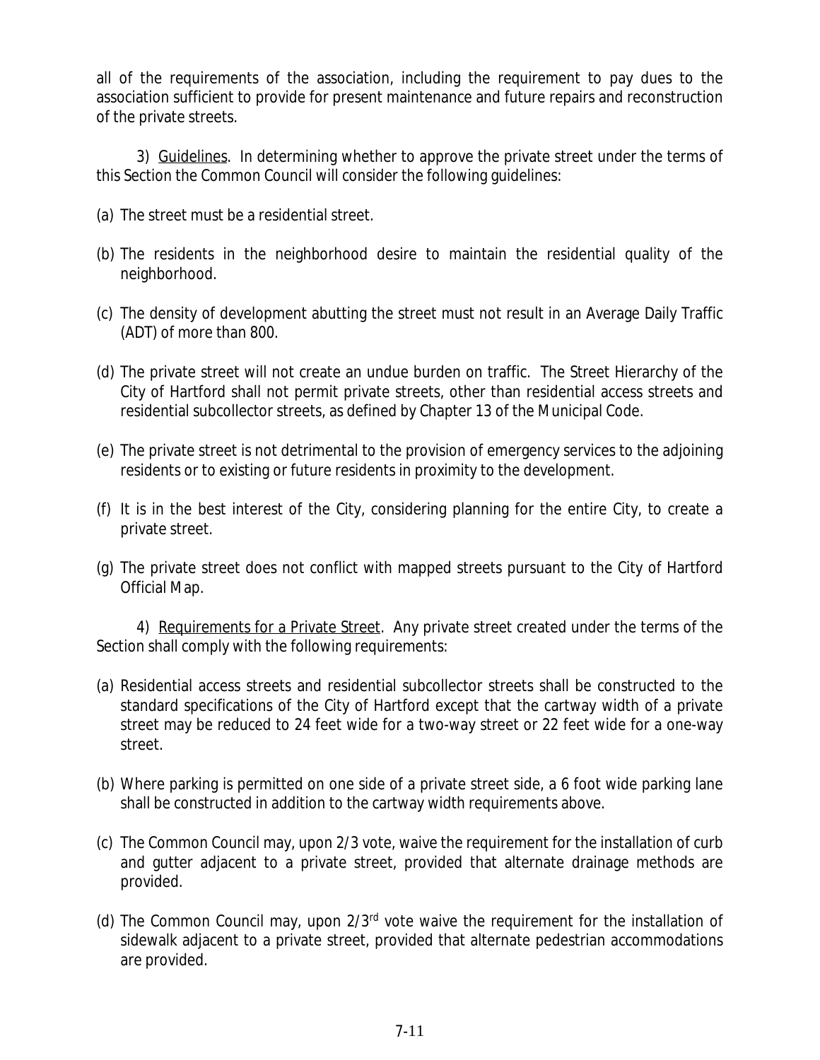all of the requirements of the association, including the requirement to pay dues to the association sufficient to provide for present maintenance and future repairs and reconstruction of the private streets.

3) Guidelines. In determining whether to approve the private street under the terms of this Section the Common Council will consider the following guidelines:

(a) The street must be a residential street.

(b) The residents in the neighborhood desire to maintain the residential quality of the neighborhood.

(c) The density of development abutting the street must not result in an Average Daily Traffic (ADT) of more than 800.

(d) The private street will not create an undue burden on traffic. The Street Hierarchy of the City of Hartford shall not permit private streets, other than residential access streets and residential subcollector streets, as defined by Chapter 13 of the Municipal Code.

(e) The private street is not detrimental to the provision of emergency services to the adjoining residents or to existing or future residents in proximity to the development.

(f) It is in the best interest of the City, considering planning for the entire City, to create a private street.

(g) The private street does not conflict with mapped streets pursuant to the City of Hartford Official Map.

4) Requirements for a Private Street. Any private street created under the terms of the Section shall comply with the following requirements:

(a) Residential access streets and residential subcollector streets shall be constructed to the standard specifications of the City of Hartford except that the cartway width of a private street may be reduced to 24 feet wide for a two-way street or 22 feet wide for a one-way street.

(b) Where parking is permitted on one side of a private street side, a 6 foot wide parking lane shall be constructed in addition to the cartway width requirements above.

(c) The Common Council may, upon 2/3 vote, waive the requirement for the installation of curb and gutter adjacent to a private street, provided that alternate drainage methods are provided.

(d) The Common Council may, upon 2/3rd vote waive the requirement for the installation of sidewalk adjacent to a private street, provided that alternate pedestrian accommodations are provided.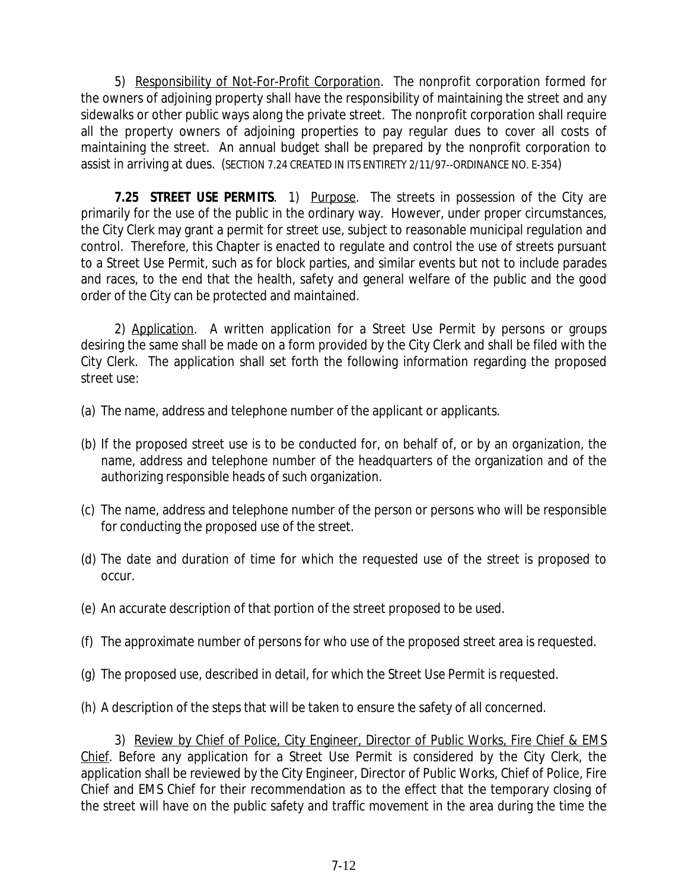5) Responsibility of Not-For-Profit Corporation. The nonprofit corporation formed for the owners of adjoining property shall have the responsibility of maintaining the street and any sidewalks or other public ways along the private street. The nonprofit corporation shall require all the property owners of adjoining properties to pay regular dues to cover all costs of maintaining the street. An annual budget shall be prepared by the nonprofit corporation to assist in arriving at dues. (SECTION 7.24 CREATED IN ITS ENTIRETY 2/11/97--ORDINANCE NO. E-354)

**7.25 STREET USE PERMITS**. 1) Purpose. The streets in possession of the City are primarily for the use of the public in the ordinary way. However, under proper circumstances, the City Clerk may grant a permit for street use, subject to reasonable municipal regulation and control. Therefore, this Chapter is enacted to regulate and control the use of streets pursuant to a Street Use Permit, such as for block parties, and similar events but not to include parades and races, to the end that the health, safety and general welfare of the public and the good order of the City can be protected and maintained.

2) Application. A written application for a Street Use Permit by persons or groups desiring the same shall be made on a form provided by the City Clerk and shall be filed with the City Clerk. The application shall set forth the following information regarding the proposed street use:

(a) The name, address and telephone number of the applicant or applicants.

(b) If the proposed street use is to be conducted for, on behalf of, or by an organization, the name, address and telephone number of the headquarters of the organization and of the authorizing responsible heads of such organization.

(c) The name, address and telephone number of the person or persons who will be responsible for conducting the proposed use of the street.

(d) The date and duration of time for which the requested use of the street is proposed to occur.

(e) An accurate description of that portion of the street proposed to be used.

(f) The approximate number of persons for who use of the proposed street area is requested.

(g) The proposed use, described in detail, for which the Street Use Permit is requested.

(h) A description of the steps that will be taken to ensure the safety of all concerned.

3) Review by Chief of Police, City Engineer, Director of Public Works, Fire Chief & EMS Chief. Before any application for a Street Use Permit is considered by the City Clerk, the application shall be reviewed by the City Engineer, Director of Public Works, Chief of Police, Fire Chief and EMS Chief for their recommendation as to the effect that the temporary closing of the street will have on the public safety and traffic movement in the area during the time the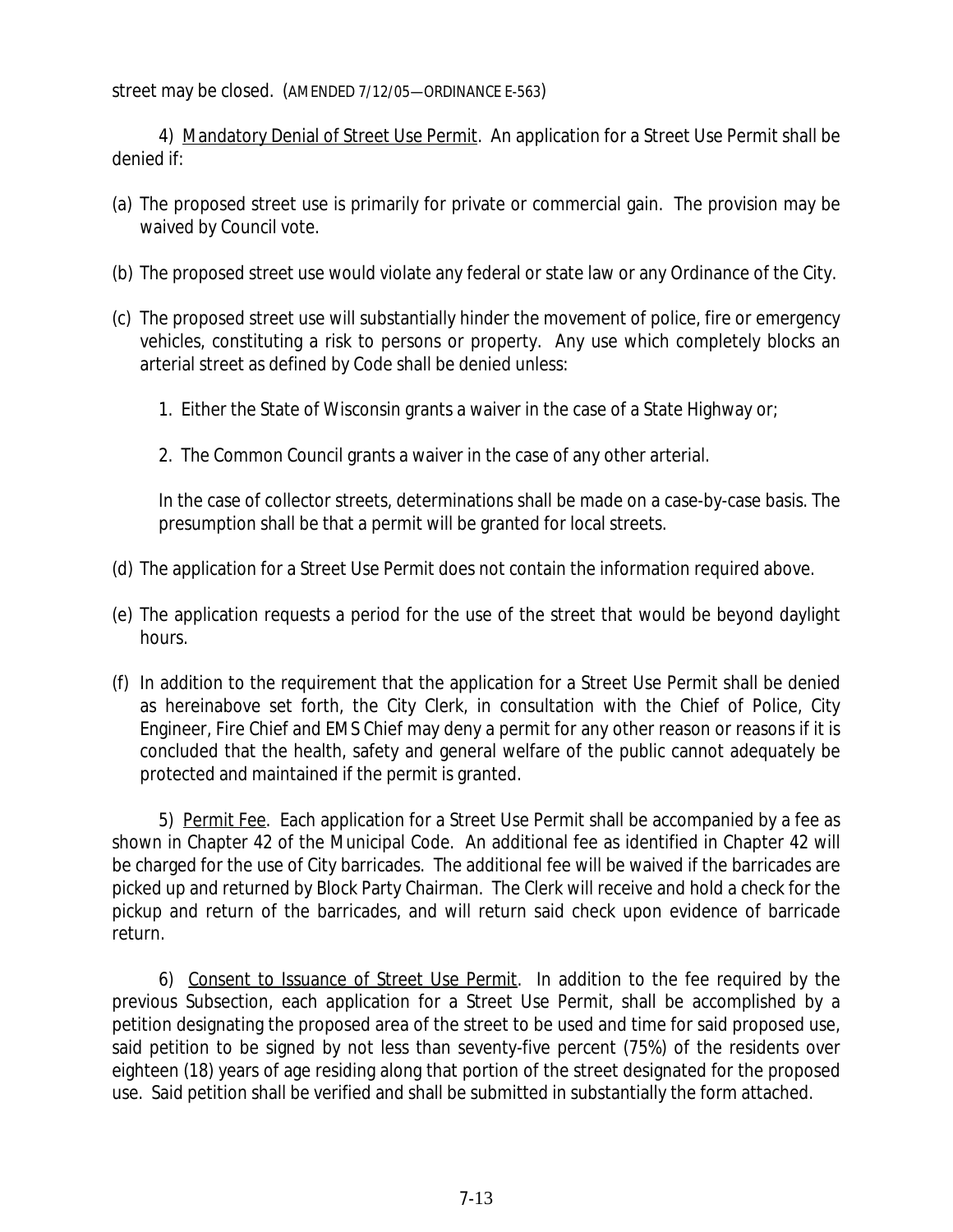street may be closed. (AMENDED 7/12/05—ORDINANCE E-563)

4) Mandatory Denial of Street Use Permit. An application for a Street Use Permit shall be denied if:

(a) The proposed street use is primarily for private or commercial gain. The provision may be waived by Council vote.

(b) The proposed street use would violate any federal or state law or any Ordinance of the City.

(c) The proposed street use will substantially hinder the movement of police, fire or emergency vehicles, constituting a risk to persons or property. Any use which completely blocks an arterial street as defined by Code shall be denied unless:

1. Either the State of Wisconsin grants a waiver in the case of a State Highway or;

2. The Common Council grants a waiver in the case of any other arterial.

In the case of collector streets, determinations shall be made on a case-by-case basis. The presumption shall be that a permit will be granted for local streets.

(d) The application for a Street Use Permit does not contain the information required above.

(e) The application requests a period for the use of the street that would be beyond daylight hours.

(f) In addition to the requirement that the application for a Street Use Permit shall be denied as hereinabove set forth, the City Clerk, in consultation with the Chief of Police, City Engineer, Fire Chief and EMS Chief may deny a permit for any other reason or reasons if it is concluded that the health, safety and general welfare of the public cannot adequately be protected and maintained if the permit is granted.

5) Permit Fee. Each application for a Street Use Permit shall be accompanied by a fee as shown in Chapter 42 of the Municipal Code. An additional fee as identified in Chapter 42 will be charged for the use of City barricades. The additional fee will be waived if the barricades are picked up and returned by Block Party Chairman. The Clerk will receive and hold a check for the pickup and return of the barricades, and will return said check upon evidence of barricade return.

6) Consent to Issuance of Street Use Permit. In addition to the fee required by the previous Subsection, each application for a Street Use Permit, shall be accomplished by a petition designating the proposed area of the street to be used and time for said proposed use, said petition to be signed by not less than seventy-five percent (75%) of the residents over eighteen (18) years of age residing along that portion of the street designated for the proposed use. Said petition shall be verified and shall be submitted in substantially the form attached.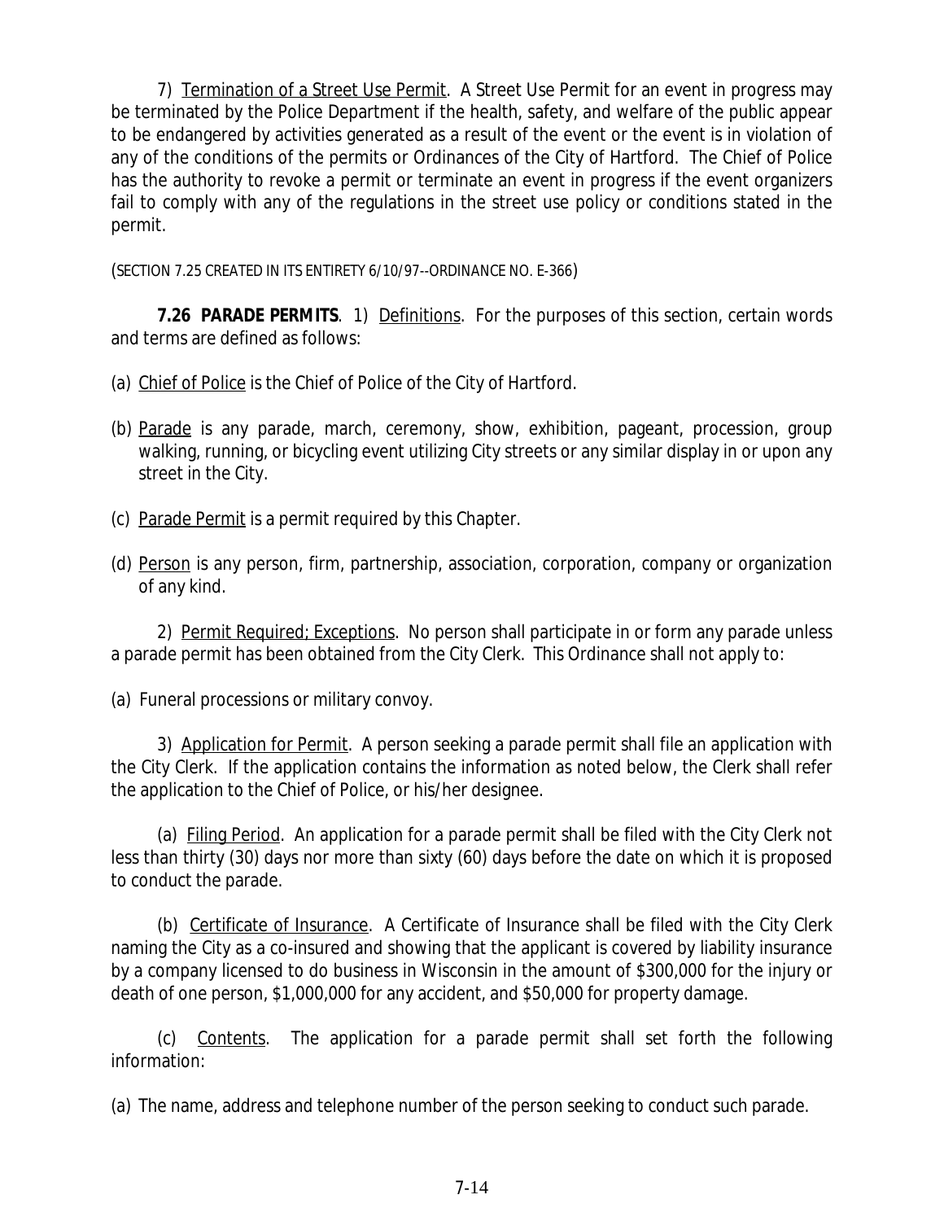7) Termination of a Street Use Permit. A Street Use Permit for an event in progress may be terminated by the Police Department if the health, safety, and welfare of the public appear to be endangered by activities generated as a result of the event or the event is in violation of any of the conditions of the permits or Ordinances of the City of Hartford. The Chief of Police has the authority to revoke a permit or terminate an event in progress if the event organizers fail to comply with any of the regulations in the street use policy or conditions stated in the permit.

(SECTION 7.25 CREATED IN ITS ENTIRETY 6/10/97--ORDINANCE NO. E-366)

**7.26 PARADE PERMITS**. 1) Definitions. For the purposes of this section, certain words and terms are defined as follows:

(a) Chief of Police is the Chief of Police of the City of Hartford.

(b) Parade is any parade, march, ceremony, show, exhibition, pageant, procession, group walking, running, or bicycling event utilizing City streets or any similar display in or upon any street in the City.

(c) Parade Permit is a permit required by this Chapter.

(d) Person is any person, firm, partnership, association, corporation, company or organization of any kind.

2) Permit Required; Exceptions. No person shall participate in or form any parade unless a parade permit has been obtained from the City Clerk. This Ordinance shall not apply to:

(a) Funeral processions or military convoy.

3) Application for Permit. A person seeking a parade permit shall file an application with the City Clerk. If the application contains the information as noted below, the Clerk shall refer the application to the Chief of Police, or his/her designee.

(a) Filing Period. An application for a parade permit shall be filed with the City Clerk not less than thirty (30) days nor more than sixty (60) days before the date on which it is proposed to conduct the parade.

(b) Certificate of Insurance. A Certificate of Insurance shall be filed with the City Clerk naming the City as a co-insured and showing that the applicant is covered by liability insurance by a company licensed to do business in Wisconsin in the amount of $300,000 for the injury or death of one person, $1,000,000 for any accident, and $50,000 for property damage.

(c) Contents. The application for a parade permit shall set forth the following information:

(a) The name, address and telephone number of the person seeking to conduct such parade.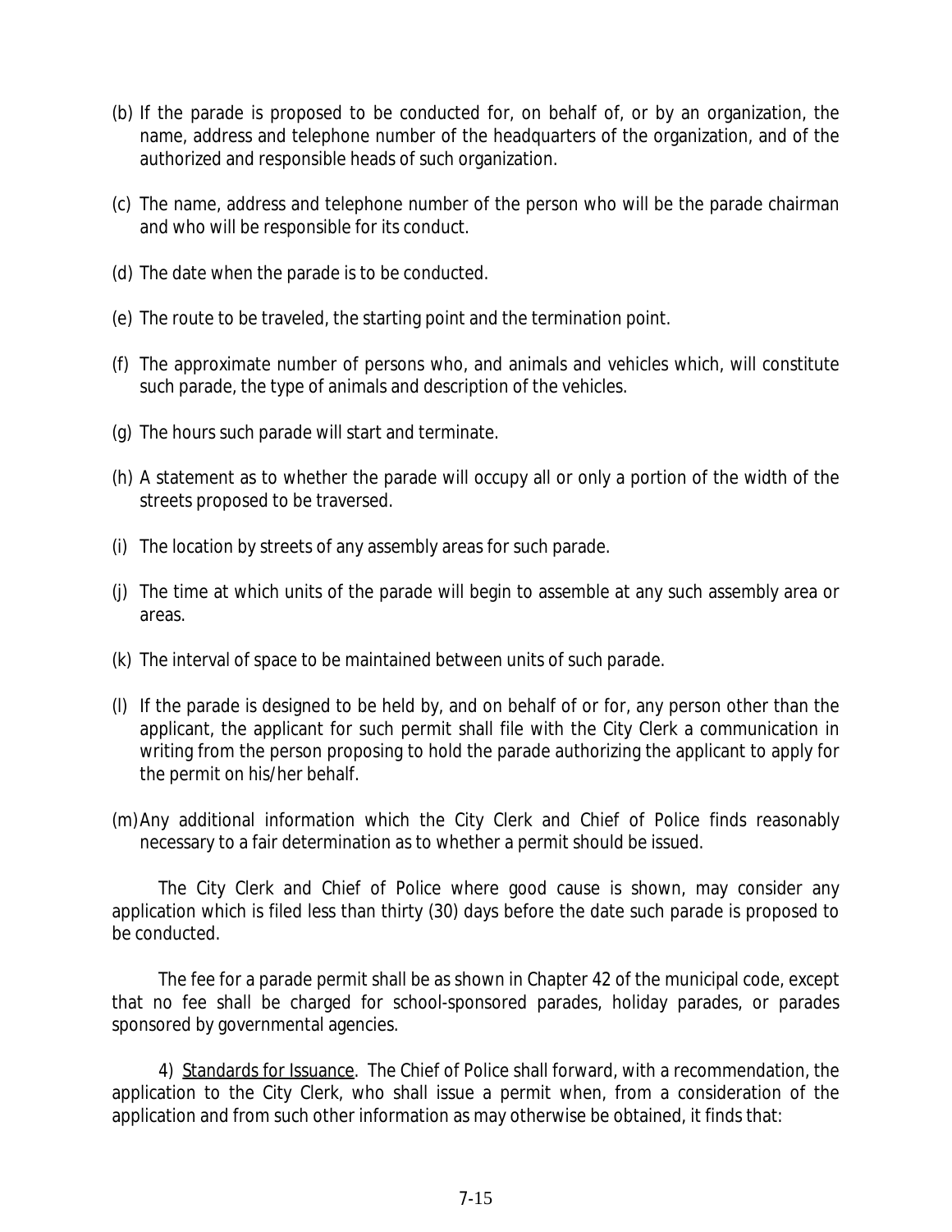(b) If the parade is proposed to be conducted for, on behalf of, or by an organization, the name, address and telephone number of the headquarters of the organization, and of the authorized and responsible heads of such organization.

(c) The name, address and telephone number of the person who will be the parade chairman and who will be responsible for its conduct.

(d) The date when the parade is to be conducted.

(e) The route to be traveled, the starting point and the termination point.

(f) The approximate number of persons who, and animals and vehicles which, will constitute such parade, the type of animals and description of the vehicles.

(g) The hours such parade will start and terminate.

(h) A statement as to whether the parade will occupy all or only a portion of the width of the streets proposed to be traversed.

(i) The location by streets of any assembly areas for such parade.

(j) The time at which units of the parade will begin to assemble at any such assembly area or areas.

(k) The interval of space to be maintained between units of such parade.

(l) If the parade is designed to be held by, and on behalf of or for, any person other than the applicant, the applicant for such permit shall file with the City Clerk a communication in writing from the person proposing to hold the parade authorizing the applicant to apply for the permit on his/her behalf.

(m) Any additional information which the City Clerk and Chief of Police finds reasonably necessary to a fair determination as to whether a permit should be issued.

The City Clerk and Chief of Police where good cause is shown, may consider any application which is filed less than thirty (30) days before the date such parade is proposed to be conducted.

The fee for a parade permit shall be as shown in Chapter 42 of the municipal code, except that no fee shall be charged for school-sponsored parades, holiday parades, or parades sponsored by governmental agencies.

4) Standards for Issuance. The Chief of Police shall forward, with a recommendation, the application to the City Clerk, who shall issue a permit when, from a consideration of the application and from such other information as may otherwise be obtained, it finds that: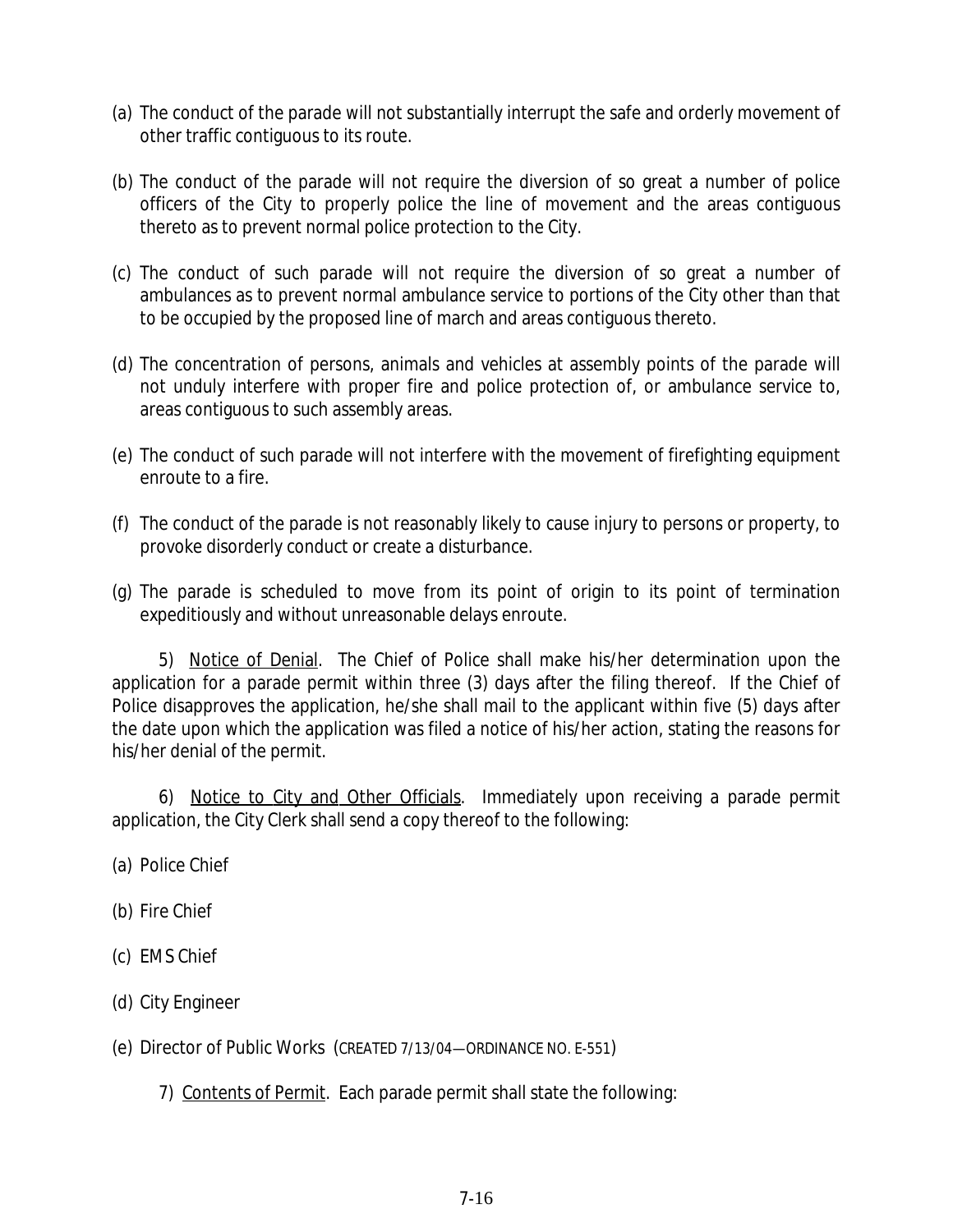(a) The conduct of the parade will not substantially interrupt the safe and orderly movement of other traffic contiguous to its route.

(b) The conduct of the parade will not require the diversion of so great a number of police officers of the City to properly police the line of movement and the areas contiguous thereto as to prevent normal police protection to the City.

(c) The conduct of such parade will not require the diversion of so great a number of ambulances as to prevent normal ambulance service to portions of the City other than that to be occupied by the proposed line of march and areas contiguous thereto.

(d) The concentration of persons, animals and vehicles at assembly points of the parade will not unduly interfere with proper fire and police protection of, or ambulance service to, areas contiguous to such assembly areas.

(e) The conduct of such parade will not interfere with the movement of firefighting equipment enroute to a fire.

(f) The conduct of the parade is not reasonably likely to cause injury to persons or property, to provoke disorderly conduct or create a disturbance.

(g) The parade is scheduled to move from its point of origin to its point of termination expeditiously and without unreasonable delays enroute.

5) Notice of Denial. The Chief of Police shall make his/her determination upon the application for a parade permit within three (3) days after the filing thereof. If the Chief of Police disapproves the application, he/she shall mail to the applicant within five (5) days after the date upon which the application was filed a notice of his/her action, stating the reasons for his/her denial of the permit.

6) Notice to City and Other Officials. Immediately upon receiving a parade permit application, the City Clerk shall send a copy thereof to the following:

(a) Police Chief

(b) Fire Chief

(c) EMS Chief

(d) City Engineer

(e) Director of Public Works (CREATED 7/13/04—ORDINANCE NO. E-551)

7) Contents of Permit. Each parade permit shall state the following: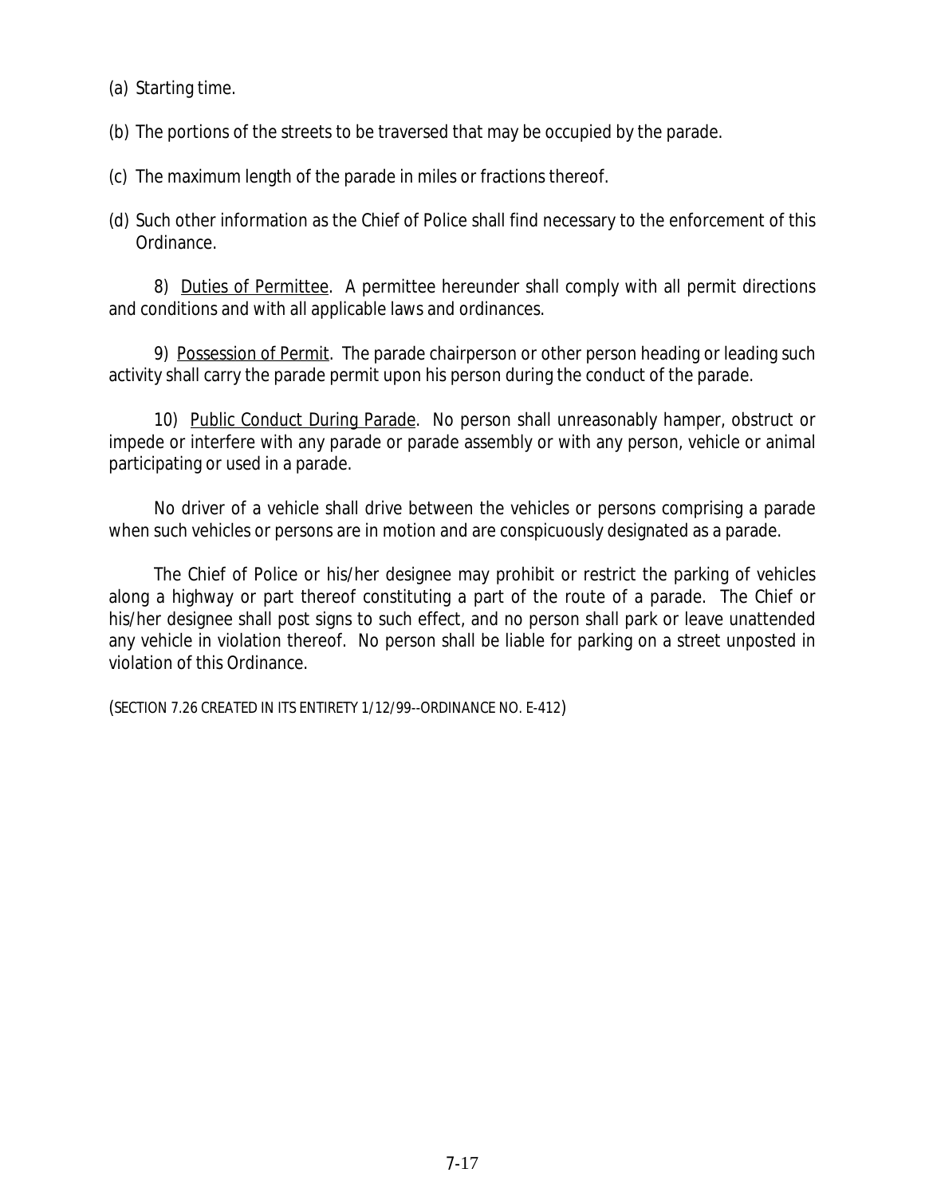(a) Starting time.

(b) The portions of the streets to be traversed that may be occupied by the parade.

(c) The maximum length of the parade in miles or fractions thereof.

(d) Such other information as the Chief of Police shall find necessary to the enforcement of this Ordinance.

8) Duties of Permittee. A permittee hereunder shall comply with all permit directions and conditions and with all applicable laws and ordinances.

9) Possession of Permit. The parade chairperson or other person heading or leading such activity shall carry the parade permit upon his person during the conduct of the parade.

10) Public Conduct During Parade. No person shall unreasonably hamper, obstruct or impede or interfere with any parade or parade assembly or with any person, vehicle or animal participating or used in a parade.

No driver of a vehicle shall drive between the vehicles or persons comprising a parade when such vehicles or persons are in motion and are conspicuously designated as a parade.

The Chief of Police or his/her designee may prohibit or restrict the parking of vehicles along a highway or part thereof constituting a part of the route of a parade. The Chief or his/her designee shall post signs to such effect, and no person shall park or leave unattended any vehicle in violation thereof. No person shall be liable for parking on a street unposted in violation of this Ordinance.

(SECTION 7.26 CREATED IN ITS ENTIRETY 1/12/99--ORDINANCE NO. E-412)